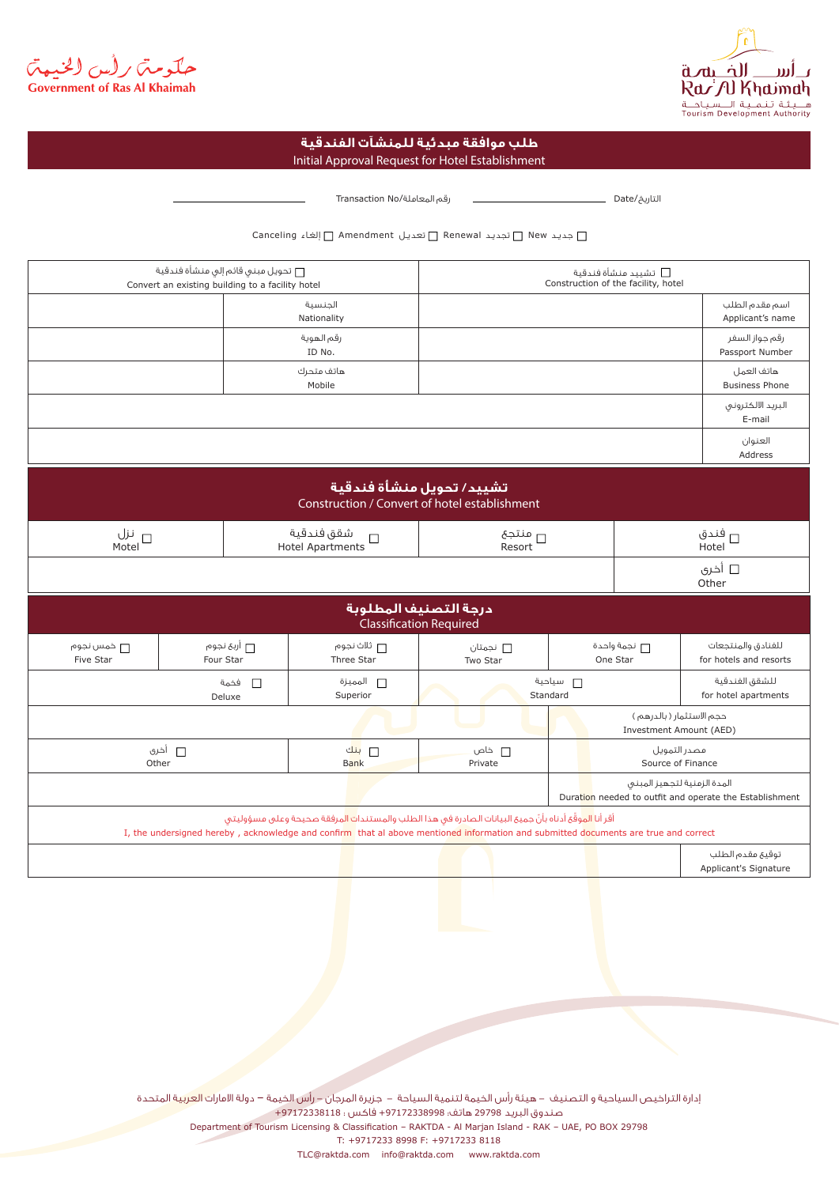حكومة رأس الخيمة
Government of Ras Al Khaimah

رأس الخيمة
Ras Al Khaimah
هيئة تنمية السياحة
Tourism Development Authority

# طلب موافقة مبدئية للمنشآت الفندقية
## Initial Approval Request for Hotel Establishment

التاريخ/Date ____________________ رقم المعاملة/Transaction No ____________________

☐ جديد New ☐ تجديد Renewal ☐ تعديل Amendment ☐ إلغاء Canceling

| ☐ تشييد منشأة فندقية<br>Construction of the facility, hotel | | ☐ تحويل مبنى قائم إلى منشأة فندقية<br>Convert an existing building to a facility hotel | |
|---|---|---|---|
| اسم مقدم الطلب<br>Applicant's name | | الجنسية<br>Nationality | |
| رقم جواز السفر<br>Passport Number | | رقم الهوية<br>ID No. | |
| هاتف العمل<br>Business Phone | | هاتف متحرك<br>Mobile | |
| البريد الالكتروني<br>E-mail | | | |
| العنوان<br>Address | | | |

## تشييد / تحويل منشأة فندقية
### Construction / Convert of hotel establishment

| ☐ فندق<br>Hotel | ☐ منتجع<br>Resort | ☐ شقق فندقية<br>Hotel Apartments | ☐ نزل<br>Motel |
|---|---|---|---|
| ☐ أخرى<br>Other | | | |

## درجة التصنيف المطلوبة
### Classification Required

| للفنادق والمنتجعات<br>for hotels and resorts | ☐ نجمة واحدة<br>One Star | ☐ نجمتان<br>Two Star | ☐ ثلاث نجوم<br>Three Star | ☐ أربع نجوم<br>Four Star | ☐ خمس نجوم<br>Five Star |
|---|---|---|---|---|---|
| للشقق الفندقية<br>for hotel apartments | ☐ سياحية<br>Standard | | ☐ المميزة<br>Superior | ☐ فخمة<br>Deluxe | |
| حجم الاستثمار ( بالدرهم )<br>Investment Amount (AED) | | | | | |
| مصدر التمويل<br>Source of Finance | ☐ خاص<br>Private | | ☐ بنك<br>Bank | ☐ أخرى<br>Other | |
| المدة الزمنية لتجهيز المبنى<br>Duration needed to outfit and operate the Establishment | | | | | |

أقر أنا الموقّع أدناه بأن جميع البيانات الصادرة في هذا الطلب والمستندات المرفقة صحيحة وعلى مسؤوليتي
I, the undersigned hereby , acknowledge and confirm that al above mentioned information and submitted documents are true and correct

| توقيع مقدم الطلب<br>Applicant's Signature | |
|---|---|

إدارة التراخيص السياحية و التصنيف – هيئة رأس الخيمة لتنمية السياحة – جزيرة المرجان – رأس الخيمة – دولة الامارات العربية المتحدة
صندوق البريد 29798 هاتف: +97172338998 فاكس : +97172338118
Department of Tourism Licensing & Classification – RAKTDA - Al Marjan Island - RAK – UAE, PO BOX 29798
T: +9717233 8998 F: +9717233 8118
TLC@raktda.com info@raktda.com www.raktda.com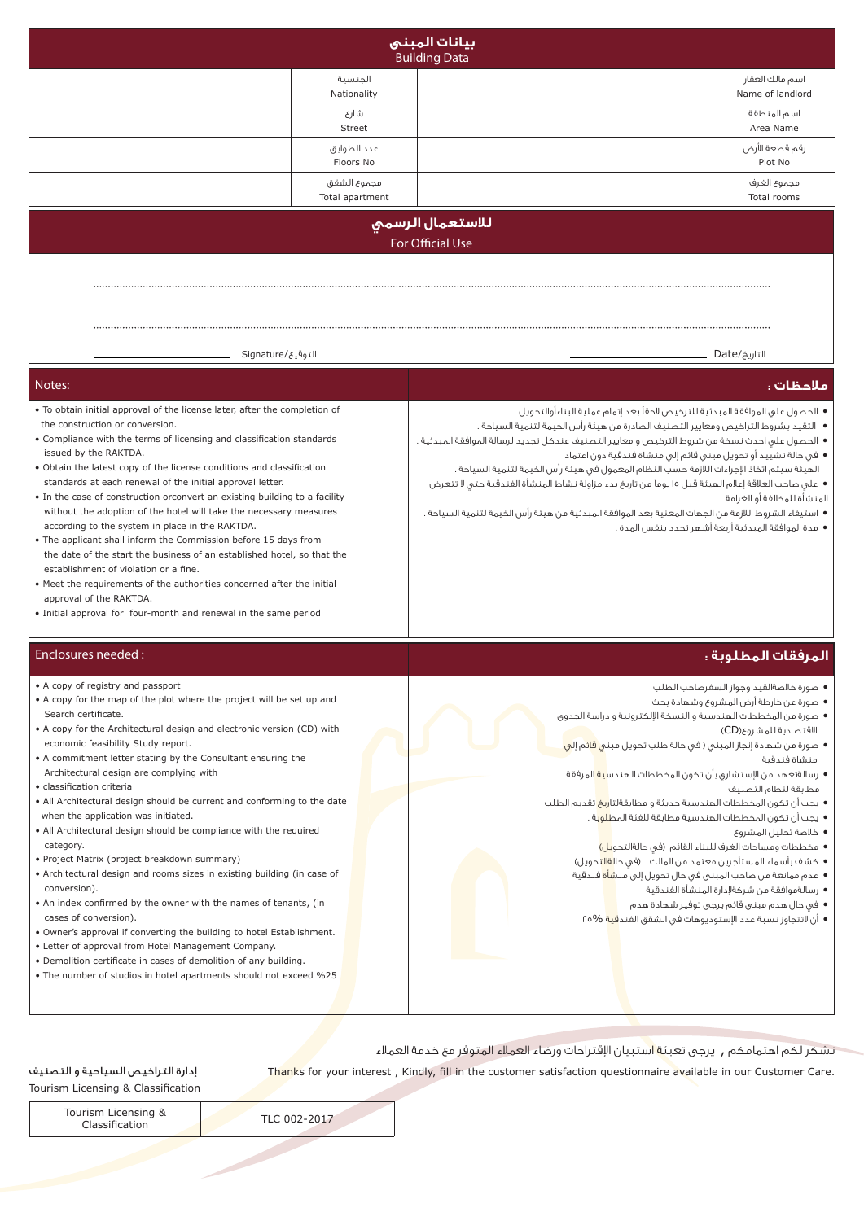## بيانات المبنى
## Building Data

| | | | |
|---|---|---|---|
| اسم مالك العقار<br>Name of landlord | | الجنسية<br>Nationality | |
| اسم المنطقة<br>Area Name | | شارع<br>Street | |
| رقم قطعة الأرض<br>Plot No | | عدد الطوابق<br>Floors No | |
| مجموع الغرف<br>Total rooms | | مجموع الشقق<br>Total apartment | |

## للاستعمال الرسمي
## For Official Use

.................................................................................................................................................................

.................................................................................................................................................................

Signature/التوقيع ____________________ Date/التاريخ ____________________

## Notes:

- To obtain initial approval of the license later, after the completion of the construction or conversion.
- Compliance with the terms of licensing and classification standards issued by the RAKTDA.
- Obtain the latest copy of the license conditions and classification standards at each renewal of the initial approval letter.
- In the case of construction orconvert an existing building to a facility without the adoption of the hotel will take the necessary measures according to the system in place in the RAKTDA.
- The applicant shall inform the Commission before 15 days from the date of the start the business of an established hotel, so that the establishment of violation or a fine.
- Meet the requirements of the authorities concerned after the initial approval of the RAKTDA.
- Initial approval for four-month and renewal in the same period

## ملاحظات :

- الحصول علي الموافقة المبدئية للترخيص لاحقاً بعد إتمام عملية البناء أوالتحويل
- التقيد بشروط التراخيص ومعايير التصنيف الصادرة من هيئة رأس الخيمة لتنمية السياحة .
- الحصول علي احدث نسخة من شروط الترخيص و معايير التصنيف عندكل تجديد لرسالة الموافقة المبدئية .
- في حالة تشييد أو تحويل مبني قائم إلي منشاة فندقية دون اعتماد الهيئة سيتم اتخاذ الإجراءات اللازمة حسب النظام المعمول في هيئة رأس الخيمة لتنمية السياحة .
- علي صاحب العلاقة إعلام الهيئة قبل ١٥ يوماً من تاريخ بدء مزاولة نشاط المنشأة الفندقية حتي لا تتعرض المنشأة للمخالفة أو الغرامة
- استيفاء الشروط اللازمة من الجهات المعنية بعد الموافقة المبدئية من هيئة رأس الخيمة لتنمية السياحة .
- مدة الموافقة المبدئية أربعة أشهر تجدد بنفس المدة .

## Enclosures needed :

- A copy of registry and passport
- A copy for the map of the plot where the project will be set up and Search certificate.
- A copy for the Architectural design and electronic version (CD) with economic feasibility Study report.
- A commitment letter stating by the Consultant ensuring the Architectural design are complying with
- classification criteria
- All Architectural design should be current and conforming to the date when the application was initiated.
- All Architectural design should be compliance with the required category.
- Project Matrix (project breakdown summary)
- Architectural design and rooms sizes in existing building (in case of conversion).
- An index confirmed by the owner with the names of tenants, (in cases of conversion).
- Owner's approval if converting the building to hotel Establishment.
- Letter of approval from Hotel Management Company.
- Demolition certificate in cases of demolition of any building.
- The number of studios in hotel apartments should not exceed %25

## المرفقات المطلوبة :

- صورة خلاصةالقيد وجواز السفرصاحب الطلب
- صورة عن خارطة أرض المشروع وشهادة بحث
- صورة من المخططات الهندسية و النسخة الإلكترونية و دراسة الجدوى الاقتصادية للمشروع(CD)
- صورة من شهادة إنجاز المبني ( في حالة طلب تحويل مبني قائم إلي منشاة فندقية
- رسالةتعهد من الإستشاري بأن تكون المخططات الهندسية المرفقة مطابقة لنظام التصنيف
- يجب أن تكون المخططات الهندسية حديثة و مطابقةللتاريخ تقديم الطلب
- يجب أن تكون المخططات الهندسية مطابقة للفئة المطلوبة .
- خلاصة تحليل المشروع
- مخططات ومساحات الغرف للبناء القائم (في حالةالتحويل)
- كشف بأسماء المستأجرين معتمد من المالك (في حالةالتحويل)
- عدم ممانعة من صاحب المبنى في حال تحويل إلى منشأة فندقية
- رسالةموافقة من شركةالإدارة المنشأة الفندقية
- في حال هدم مبنى قائم يرجى توفير شهادة هدم
- أن لاتتجاوز نسبة عدد الإستوديوهات في الشقق الفندقية ٢٥%

نشكر لكم اهتمامكم , يرجى تعبئة استبيان الإقتراحات ورضاء العملاء المتوفر مع خدمة العملاء

Thanks for your interest , Kindly, fill in the customer satisfaction questionnaire available in our Customer Care.

إدارة التراخيص السياحية و التصنيف
Tourism Licensing & Classification

| | |
|---|---|
| Tourism Licensing & Classification | TLC 002-2017 |